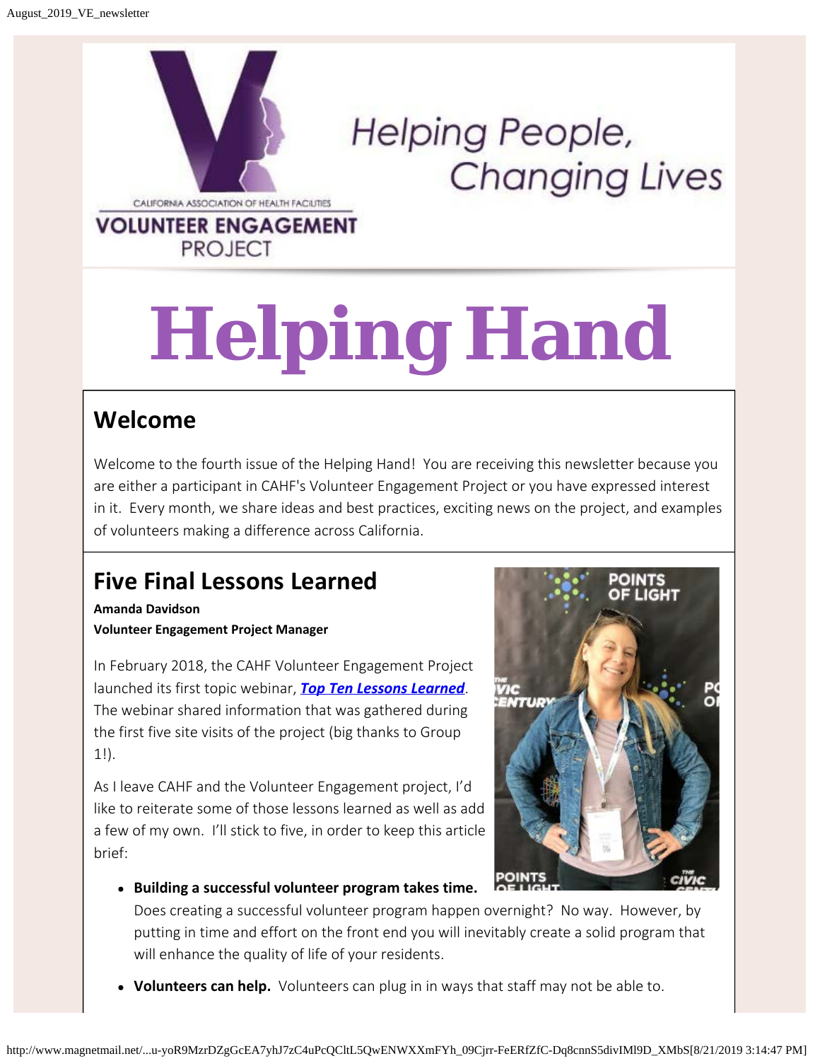CALIFORNIA ASSOCIATION OF HEALTH FACILITIES

VOLUNTEER ENGAGEMENT PROJECT

Helping People, Changing Lives

# Helping Hand

## Welcome

Welcome to the fourth issue of the Helping Hand! You are receiving this newsletter because you are either a participant in CAHF's Volunteer Engagement Project or you have expressed interest in it. Every month, we share ideas and best practices, exciting news on the project, and examples of volunteers making a difference across California.

## Five Final Lessons Learned

**Amanda Davidson**
**Volunteer Engagement Project Manager**

In February 2018, the CAHF Volunteer Engagement Project launched its first topic webinar, ***Top Ten Lessons Learned***. The webinar shared information that was gathered during the first five site visits of the project (big thanks to Group 1!).

As I leave CAHF and the Volunteer Engagement project, I'd like to reiterate some of those lessons learned as well as add a few of my own. I'll stick to five, in order to keep this article brief:

- **Building a successful volunteer program takes time.** Does creating a successful volunteer program happen overnight? No way. However, by putting in time and effort on the front end you will inevitably create a solid program that will enhance the quality of life of your residents.
- **Volunteers can help.** Volunteers can plug in in ways that staff may not be able to.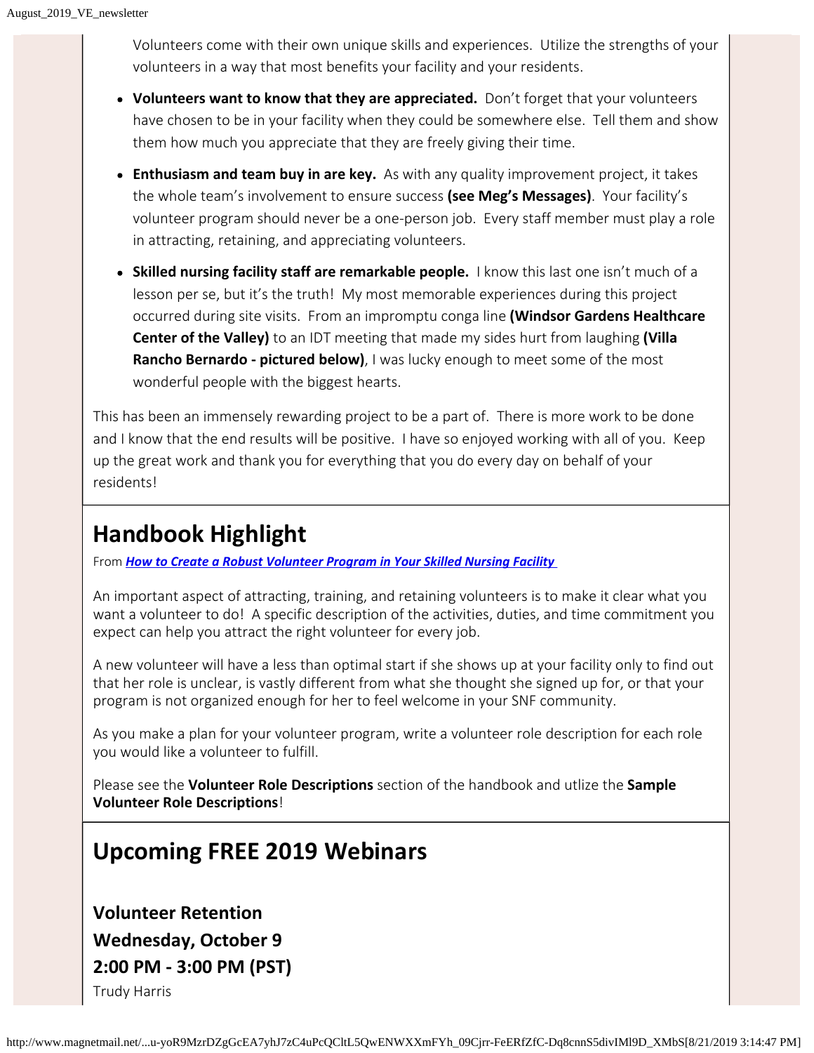Volunteers come with their own unique skills and experiences. Utilize the strengths of your volunteers in a way that most benefits your facility and your residents.

- **Volunteers want to know that they are appreciated.** Don't forget that your volunteers have chosen to be in your facility when they could be somewhere else. Tell them and show them how much you appreciate that they are freely giving their time.
- **Enthusiasm and team buy in are key.** As with any quality improvement project, it takes the whole team's involvement to ensure success **(see Meg's Messages)**. Your facility's volunteer program should never be a one-person job. Every staff member must play a role in attracting, retaining, and appreciating volunteers.
- **Skilled nursing facility staff are remarkable people.** I know this last one isn't much of a lesson per se, but it's the truth! My most memorable experiences during this project occurred during site visits. From an impromptu conga line **(Windsor Gardens Healthcare Center of the Valley)** to an IDT meeting that made my sides hurt from laughing **(Villa Rancho Bernardo - pictured below)**, I was lucky enough to meet some of the most wonderful people with the biggest hearts.

This has been an immensely rewarding project to be a part of. There is more work to be done and I know that the end results will be positive. I have so enjoyed working with all of you. Keep up the great work and thank you for everything that you do every day on behalf of your residents!

## Handbook Highlight

From ***How to Create a Robust Volunteer Program in Your Skilled Nursing Facility***

An important aspect of attracting, training, and retaining volunteers is to make it clear what you want a volunteer to do! A specific description of the activities, duties, and time commitment you expect can help you attract the right volunteer for every job.

A new volunteer will have a less than optimal start if she shows up at your facility only to find out that her role is unclear, is vastly different from what she thought she signed up for, or that your program is not organized enough for her to feel welcome in your SNF community.

As you make a plan for your volunteer program, write a volunteer role description for each role you would like a volunteer to fulfill.

Please see the **Volunteer Role Descriptions** section of the handbook and utlize the **Sample Volunteer Role Descriptions**!

## Upcoming FREE 2019 Webinars

### Volunteer Retention
### Wednesday, October 9
### 2:00 PM - 3:00 PM (PST)

Trudy Harris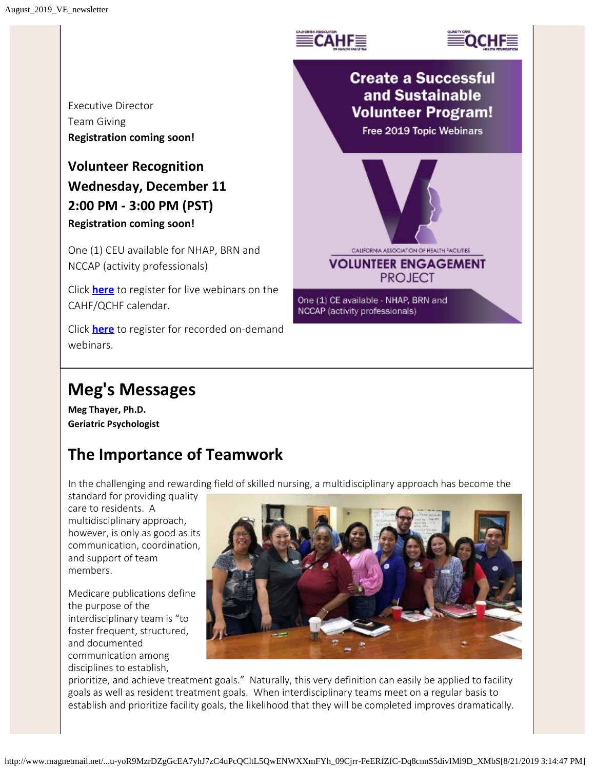Executive Director
Team Giving
**Registration coming soon!**

### Volunteer Recognition
### Wednesday, December 11
### 2:00 PM - 3:00 PM (PST)

**Registration coming soon!**

One (1) CEU available for NHAP, BRN and NCCAP (activity professionals)

Click **here** to register for live webinars on the CAHF/QCHF calendar.

Click **here** to register for recorded on-demand webinars.

# Meg's Messages

**Meg Thayer, Ph.D.**
**Geriatric Psychologist**

## The Importance of Teamwork

In the challenging and rewarding field of skilled nursing, a multidisciplinary approach has become the standard for providing quality care to residents. A multidisciplinary approach, however, is only as good as its communication, coordination, and support of team members.

Medicare publications define the purpose of the interdisciplinary team is "to foster frequent, structured, and documented communication among disciplines to establish, prioritize, and achieve treatment goals." Naturally, this very definition can easily be applied to facility goals as well as resident treatment goals. When interdisciplinary teams meet on a regular basis to establish and prioritize facility goals, the likelihood that they will be completed improves dramatically.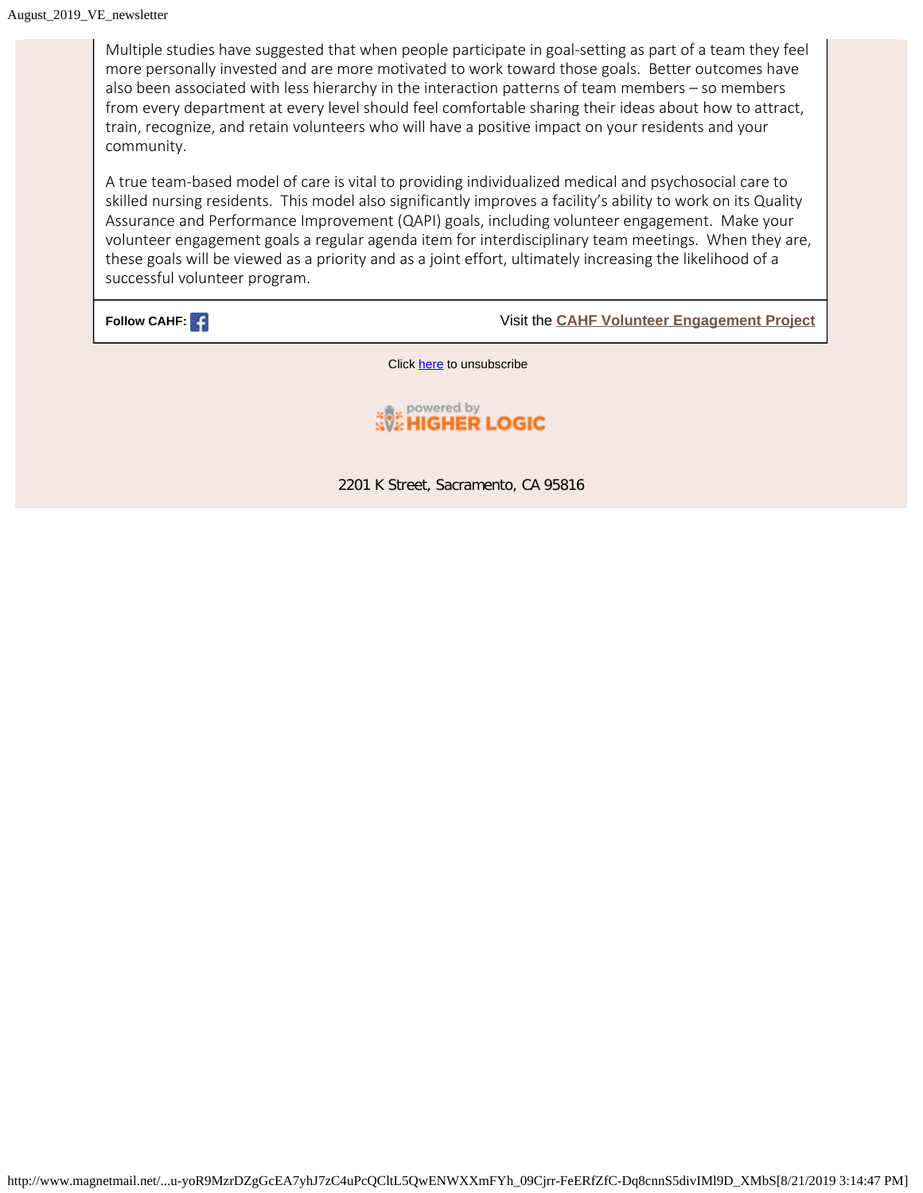Multiple studies have suggested that when people participate in goal-setting as part of a team they feel more personally invested and are more motivated to work toward those goals. Better outcomes have also been associated with less hierarchy in the interaction patterns of team members – so members from every department at every level should feel comfortable sharing their ideas about how to attract, train, recognize, and retain volunteers who will have a positive impact on your residents and your community.

A true team-based model of care is vital to providing individualized medical and psychosocial care to skilled nursing residents. This model also significantly improves a facility's ability to work on its Quality Assurance and Performance Improvement (QAPI) goals, including volunteer engagement. Make your volunteer engagement goals a regular agenda item for interdisciplinary team meetings. When they are, these goals will be viewed as a priority and as a joint effort, ultimately increasing the likelihood of a successful volunteer program.

**Follow CAHF:**

Visit the **CAHF Volunteer Engagement Project**

Click here to unsubscribe

powered by HIGHER LOGIC

2201 K Street, Sacramento, CA 95816